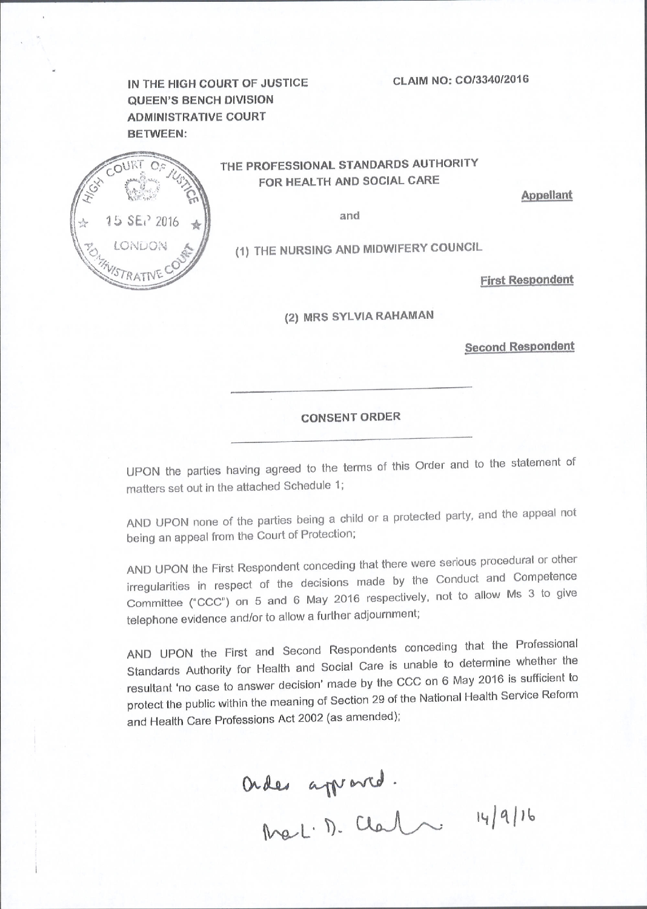IN THE HIGH COURT OF JUSTICE
QUEEN'S BENCH DIVISION
ADMINISTRATIVE COURT
BETWEEN:

CLAIM NO: CO/3340/2016

HIGH COURT OF JUSTICE
15 SEP 2016
LONDON
ADMINISTRATIVE COURT

THE PROFESSIONAL STANDARDS AUTHORITY FOR HEALTH AND SOCIAL CARE

**Appellant**

and

(1) THE NURSING AND MIDWIFERY COUNCIL

**First Respondent**

(2) MRS SYLVIA RAHAMAN

**Second Respondent**

---

**CONSENT ORDER**

---

UPON the parties having agreed to the terms of this Order and to the statement of matters set out in the attached Schedule 1;

AND UPON none of the parties being a child or a protected party, and the appeal not being an appeal from the Court of Protection;

AND UPON the First Respondent conceding that there were serious procedural or other irregularities in respect of the decisions made by the Conduct and Competence Committee ("CCC") on 5 and 6 May 2016 respectively, not to allow Ms 3 to give telephone evidence and/or to allow a further adjournment;

AND UPON the First and Second Respondents conceding that the Professional Standards Authority for Health and Social Care is unable to determine whether the resultant 'no case to answer decision' made by the CCC on 6 May 2016 is sufficient to protect the public within the meaning of Section 29 of the National Health Service Reform and Health Care Professions Act 2002 (as amended);

Order approved.
Mr L. D. Clark 14/9/16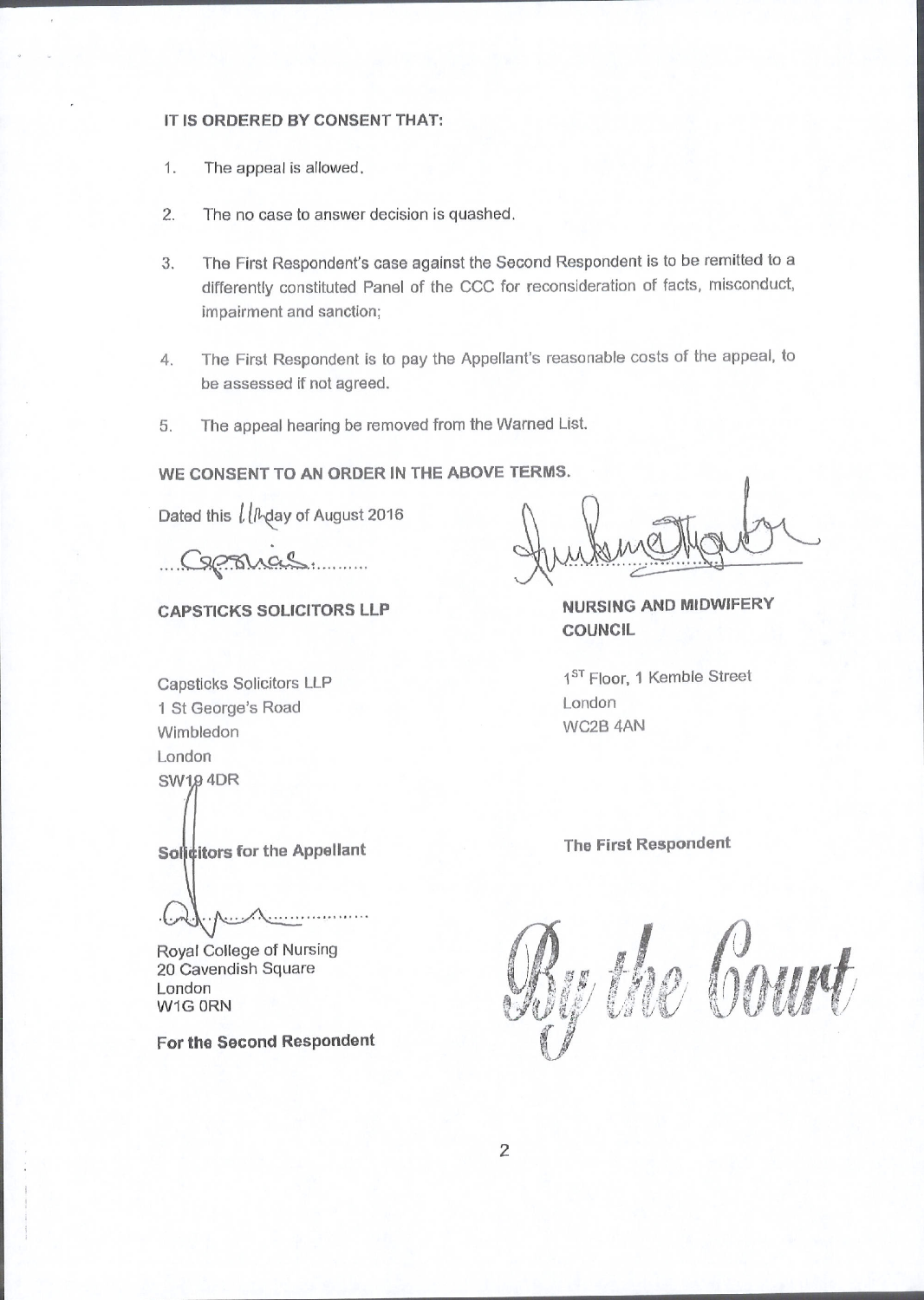**IT IS ORDERED BY CONSENT THAT:**

1. The appeal is allowed.
2. The no case to answer decision is quashed.
3. The First Respondent's case against the Second Respondent is to be remitted to a differently constituted Panel of the CCC for reconsideration of facts, misconduct, impairment and sanction;
4. The First Respondent is to pay the Appellant's reasonable costs of the appeal, to be assessed if not agreed.
5. The appeal hearing be removed from the Warned List.

**WE CONSENT TO AN ORDER IN THE ABOVE TERMS.**

Dated this 11th day of August 2016

**CAPSTICKS SOLICITORS LLP**

Capsticks Solicitors LLP
1 St George's Road
Wimbledon
London
SW19 4DR

**Solicitors for the Appellant**

**NURSING AND MIDWIFERY COUNCIL**

1ST Floor, 1 Kemble Street
London
WC2B 4AN

**The First Respondent**

Royal College of Nursing
20 Cavendish Square
London
W1G 0RN

**For the Second Respondent**

By the Court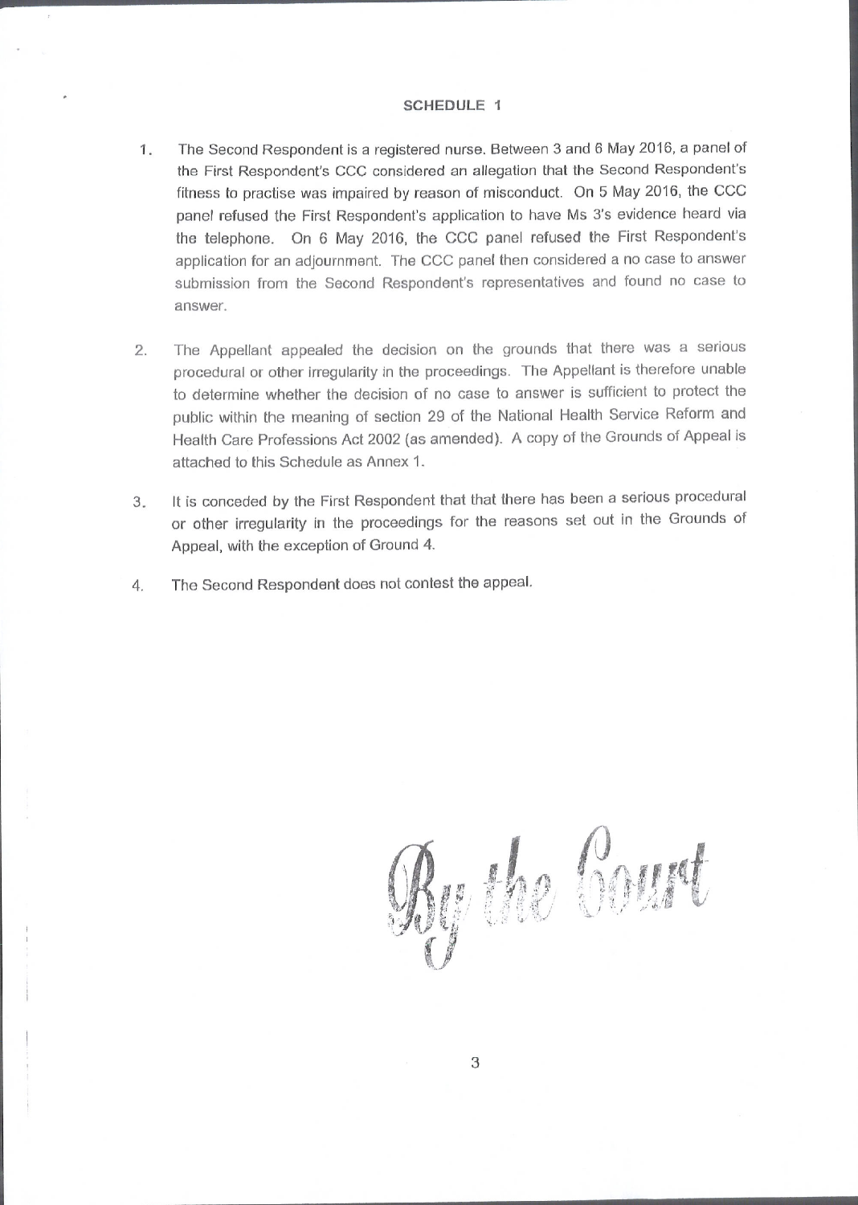# SCHEDULE 1

1. The Second Respondent is a registered nurse. Between 3 and 6 May 2016, a panel of the First Respondent's CCC considered an allegation that the Second Respondent's fitness to practise was impaired by reason of misconduct. On 5 May 2016, the CCC panel refused the First Respondent's application to have Ms 3's evidence heard via the telephone. On 6 May 2016, the CCC panel refused the First Respondent's application for an adjournment. The CCC panel then considered a no case to answer submission from the Second Respondent's representatives and found no case to answer.

2. The Appellant appealed the decision on the grounds that there was a serious procedural or other irregularity in the proceedings. The Appellant is therefore unable to determine whether the decision of no case to answer is sufficient to protect the public within the meaning of section 29 of the National Health Service Reform and Health Care Professions Act 2002 (as amended). A copy of the Grounds of Appeal is attached to this Schedule as Annex 1.

3. It is conceded by the First Respondent that that there has been a serious procedural or other irregularity in the proceedings for the reasons set out in the Grounds of Appeal, with the exception of Ground 4.

4. The Second Respondent does not contest the appeal.

By the Court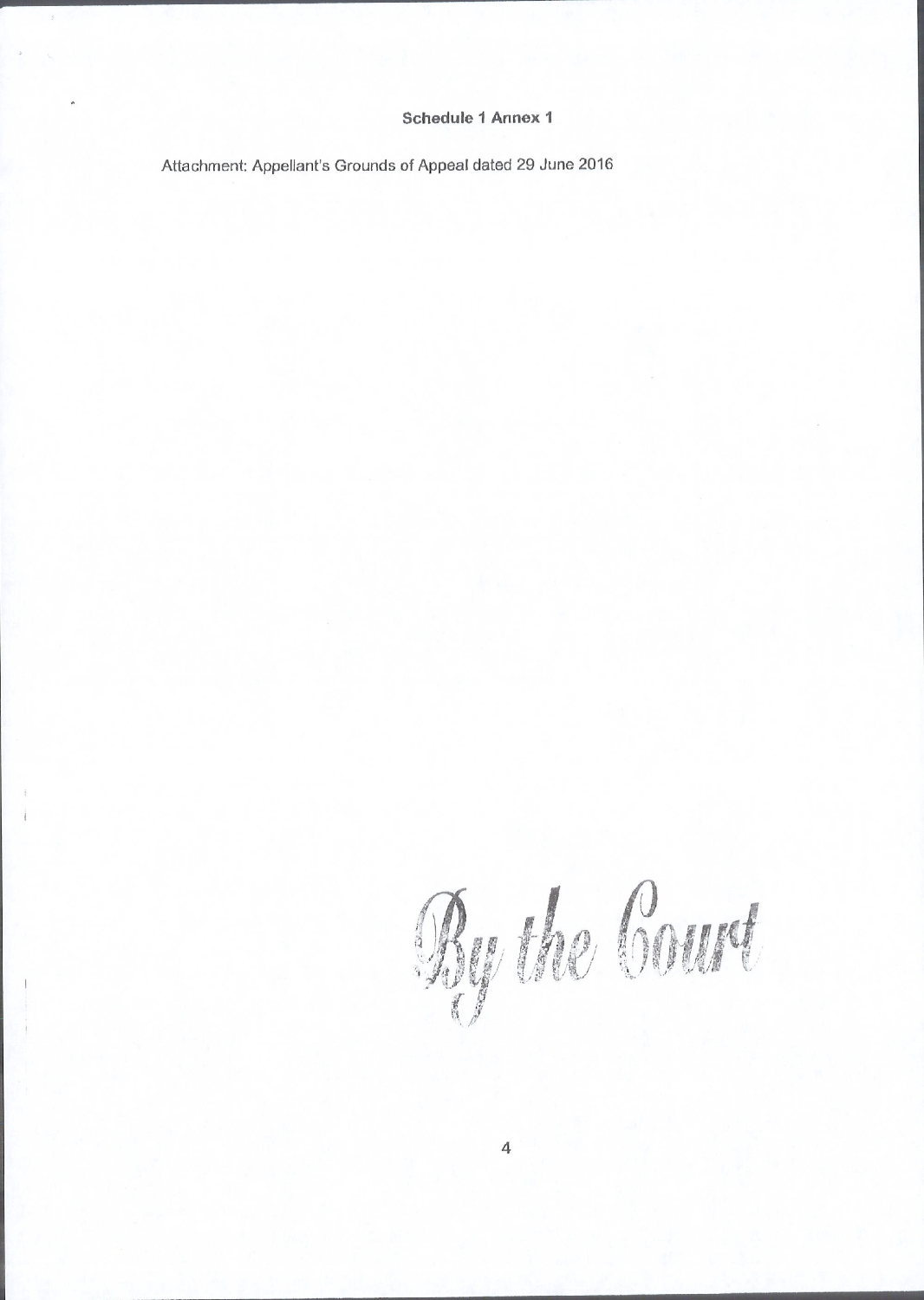**Schedule 1 Annex 1**

Attachment: Appellant's Grounds of Appeal dated 29 June 2016

By the Court